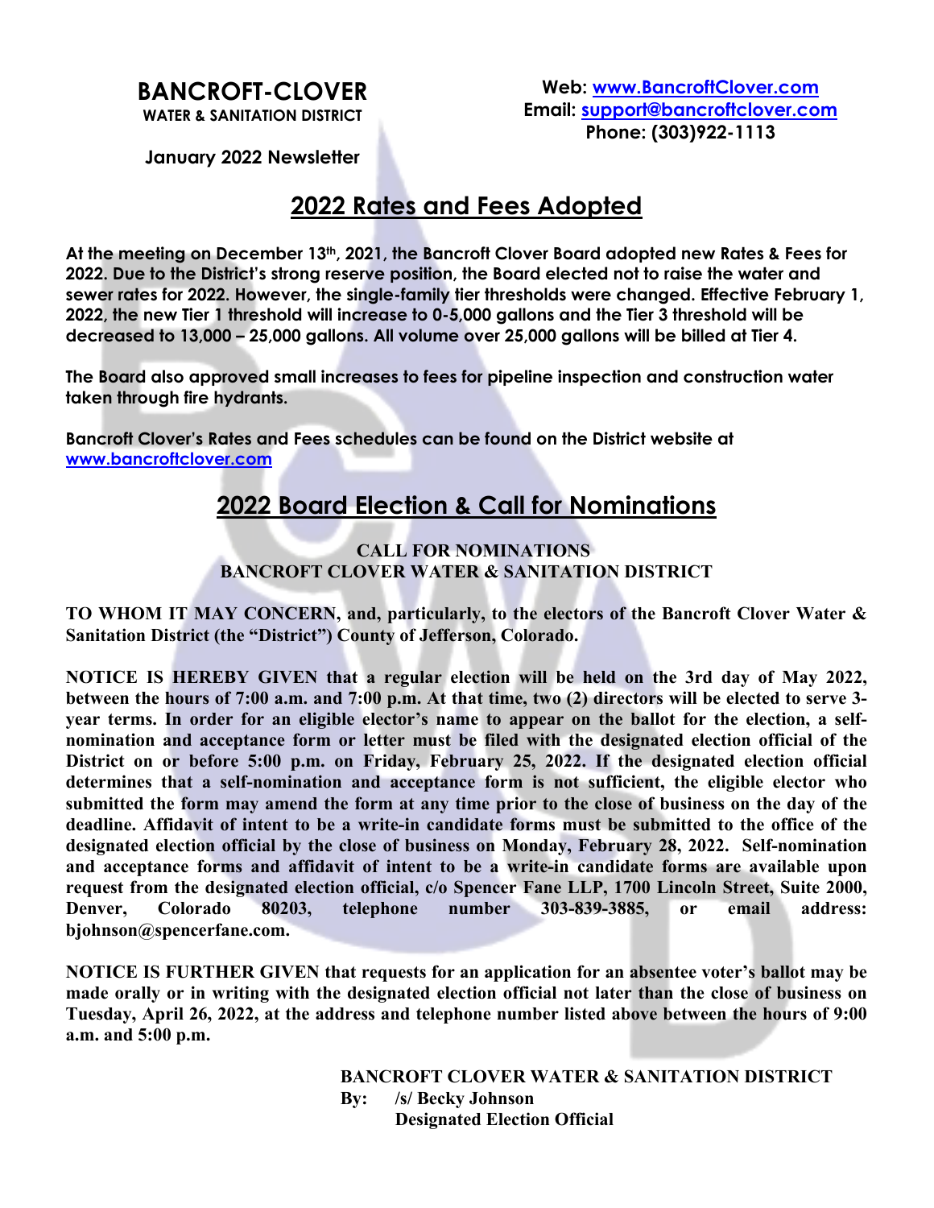# BANCROFT-CLOVER

**WATER & SANITATION DISTRICT**

**Web: [www.BancroftClover.com](http://www.BancroftClover.com)**
**Email: [support@bancroftclover.com](mailto:support@bancroftclover.com)**
**Phone: (303)922-1113**

**January 2022 Newsletter**

## 2022 Rates and Fees Adopted

**At the meeting on December 13th, 2021, the Bancroft Clover Board adopted new Rates & Fees for 2022. Due to the District's strong reserve position, the Board elected not to raise the water and sewer rates for 2022. However, the single-family tier thresholds were changed. Effective February 1, 2022, the new Tier 1 threshold will increase to 0-5,000 gallons and the Tier 3 threshold will be decreased to 13,000 – 25,000 gallons. All volume over 25,000 gallons will be billed at Tier 4.**

**The Board also approved small increases to fees for pipeline inspection and construction water taken through fire hydrants.**

**Bancroft Clover's Rates and Fees schedules can be found on the District website at [www.bancroftclover.com](http://www.bancroftclover.com)**

## 2022 Board Election & Call for Nominations

**CALL FOR NOMINATIONS**
**BANCROFT CLOVER WATER & SANITATION DISTRICT**

**TO WHOM IT MAY CONCERN, and, particularly, to the electors of the Bancroft Clover Water & Sanitation District (the "District") County of Jefferson, Colorado.**

**NOTICE IS HEREBY GIVEN that a regular election will be held on the 3rd day of May 2022, between the hours of 7:00 a.m. and 7:00 p.m. At that time, two (2) directors will be elected to serve 3-year terms. In order for an eligible elector's name to appear on the ballot for the election, a self-nomination and acceptance form or letter must be filed with the designated election official of the District on or before 5:00 p.m. on Friday, February 25, 2022. If the designated election official determines that a self-nomination and acceptance form is not sufficient, the eligible elector who submitted the form may amend the form at any time prior to the close of business on the day of the deadline. Affidavit of intent to be a write-in candidate forms must be submitted to the office of the designated election official by the close of business on Monday, February 28, 2022. Self-nomination and acceptance forms and affidavit of intent to be a write-in candidate forms are available upon request from the designated election official, c/o Spencer Fane LLP, 1700 Lincoln Street, Suite 2000, Denver, Colorado 80203, telephone number 303-839-3885, or email address: bjohnson@spencerfane.com.**

**NOTICE IS FURTHER GIVEN that requests for an application for an absentee voter's ballot may be made orally or in writing with the designated election official not later than the close of business on Tuesday, April 26, 2022, at the address and telephone number listed above between the hours of 9:00 a.m. and 5:00 p.m.**

**BANCROFT CLOVER WATER & SANITATION DISTRICT**
**By: /s/ Becky Johnson**
**Designated Election Official**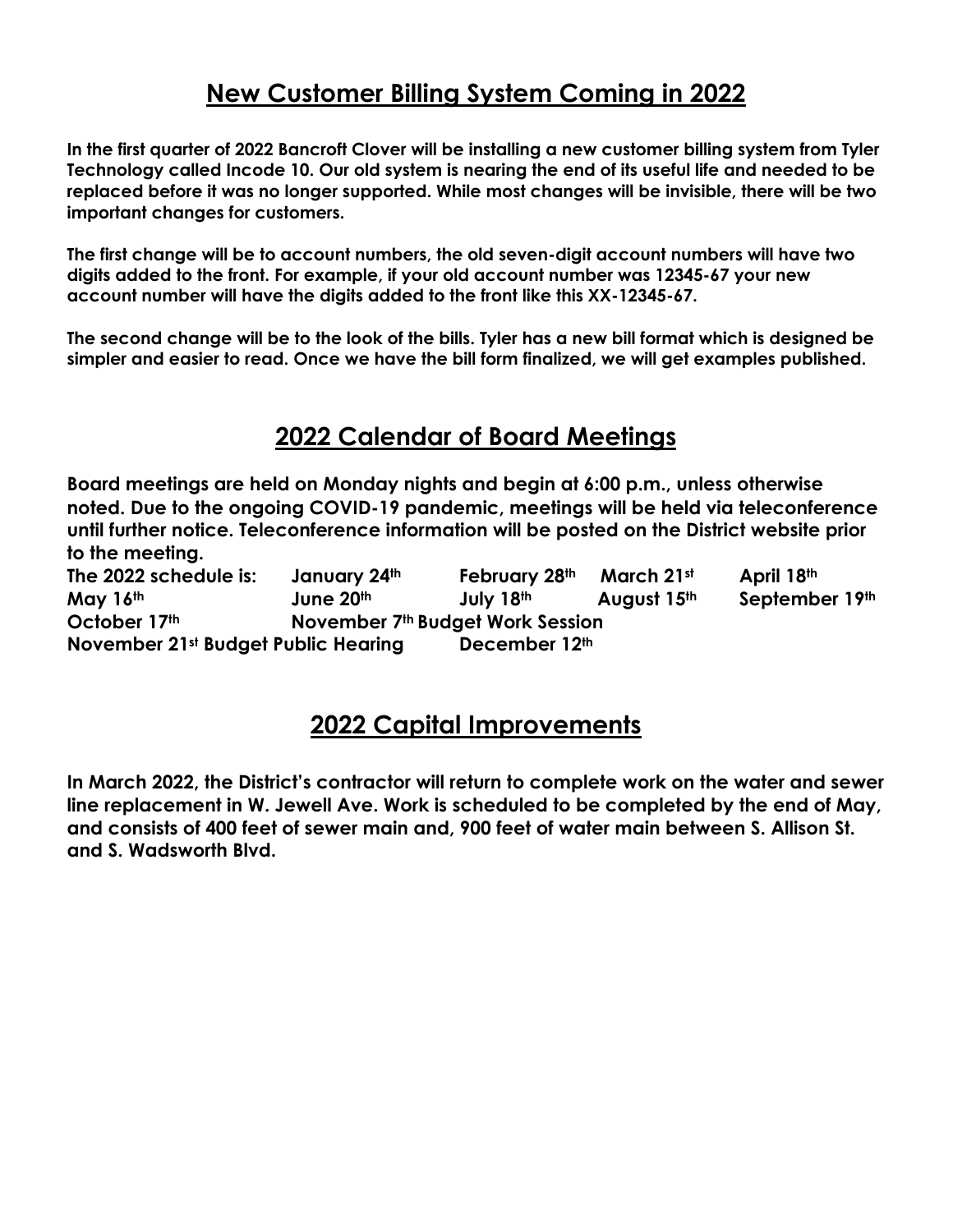## New Customer Billing System Coming in 2022

**In the first quarter of 2022 Bancroft Clover will be installing a new customer billing system from Tyler Technology called Incode 10. Our old system is nearing the end of its useful life and needed to be replaced before it was no longer supported. While most changes will be invisible, there will be two important changes for customers.**

**The first change will be to account numbers, the old seven-digit account numbers will have two digits added to the front. For example, if your old account number was 12345-67 your new account number will have the digits added to the front like this XX-12345-67.**

**The second change will be to the look of the bills. Tyler has a new bill format which is designed be simpler and easier to read. Once we have the bill form finalized, we will get examples published.**

## 2022 Calendar of Board Meetings

**Board meetings are held on Monday nights and begin at 6:00 p.m., unless otherwise noted. Due to the ongoing COVID-19 pandemic, meetings will be held via teleconference until further notice. Teleconference information will be posted on the District website prior to the meeting.**

**The 2022 schedule is: January 24th February 28th March 21st April 18th May 16th June 20th July 18th August 15th September 19th October 17th November 7th Budget Work Session November 21st Budget Public Hearing December 12th**

## 2022 Capital Improvements

**In March 2022, the District's contractor will return to complete work on the water and sewer line replacement in W. Jewell Ave. Work is scheduled to be completed by the end of May, and consists of 400 feet of sewer main and, 900 feet of water main between S. Allison St. and S. Wadsworth Blvd.**